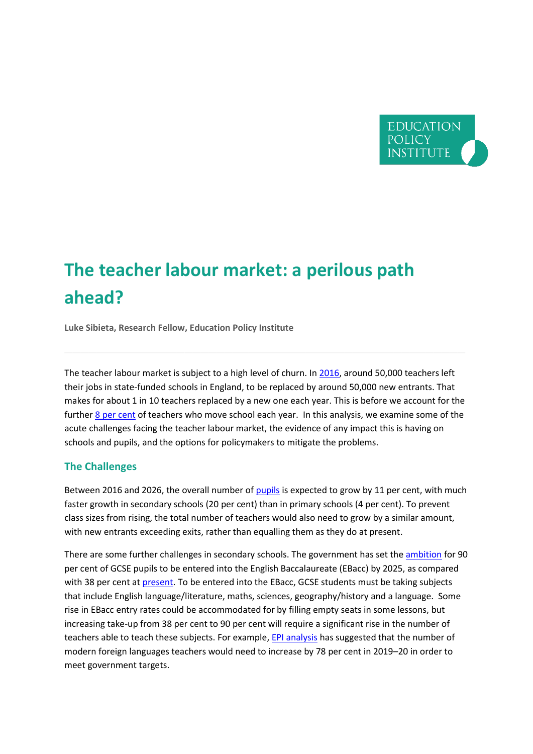EDUCATION POLICY INSTITUTE

# The teacher labour market: a perilous path ahead?

**Luke Sibieta, Research Fellow, Education Policy Institute**

---

The teacher labour market is subject to a high level of churn. In 2016, around 50,000 teachers left their jobs in state-funded schools in England, to be replaced by around 50,000 new entrants. That makes for about 1 in 10 teachers replaced by a new one each year. This is before we account for the further 8 per cent of teachers who move school each year. In this analysis, we examine some of the acute challenges facing the teacher labour market, the evidence of any impact this is having on schools and pupils, and the options for policymakers to mitigate the problems.

## The Challenges

Between 2016 and 2026, the overall number of pupils is expected to grow by 11 per cent, with much faster growth in secondary schools (20 per cent) than in primary schools (4 per cent). To prevent class sizes from rising, the total number of teachers would also need to grow by a similar amount, with new entrants exceeding exits, rather than equalling them as they do at present.

There are some further challenges in secondary schools. The government has set the ambition for 90 per cent of GCSE pupils to be entered into the English Baccalaureate (EBacc) by 2025, as compared with 38 per cent at present. To be entered into the EBacc, GCSE students must be taking subjects that include English language/literature, maths, sciences, geography/history and a language. Some rise in EBacc entry rates could be accommodated for by filling empty seats in some lessons, but increasing take-up from 38 per cent to 90 per cent will require a significant rise in the number of teachers able to teach these subjects. For example, EPI analysis has suggested that the number of modern foreign languages teachers would need to increase by 78 per cent in 2019–20 in order to meet government targets.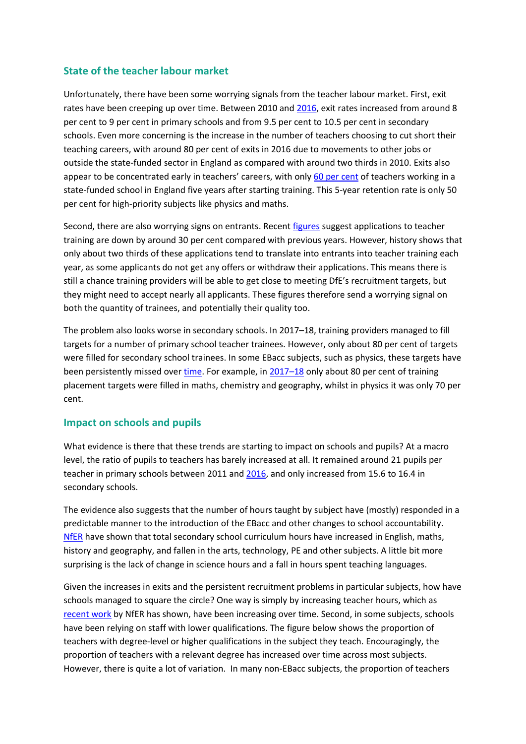## State of the teacher labour market

Unfortunately, there have been some worrying signals from the teacher labour market. First, exit rates have been creeping up over time. Between 2010 and 2016, exit rates increased from around 8 per cent to 9 per cent in primary schools and from 9.5 per cent to 10.5 per cent in secondary schools. Even more concerning is the increase in the number of teachers choosing to cut short their teaching careers, with around 80 per cent of exits in 2016 due to movements to other jobs or outside the state-funded sector in England as compared with around two thirds in 2010. Exits also appear to be concentrated early in teachers' careers, with only 60 per cent of teachers working in a state-funded school in England five years after starting training. This 5-year retention rate is only 50 per cent for high-priority subjects like physics and maths.

Second, there are also worrying signs on entrants. Recent figures suggest applications to teacher training are down by around 30 per cent compared with previous years. However, history shows that only about two thirds of these applications tend to translate into entrants into teacher training each year, as some applicants do not get any offers or withdraw their applications. This means there is still a chance training providers will be able to get close to meeting DfE's recruitment targets, but they might need to accept nearly all applicants. These figures therefore send a worrying signal on both the quantity of trainees, and potentially their quality too.

The problem also looks worse in secondary schools. In 2017–18, training providers managed to fill targets for a number of primary school teacher trainees. However, only about 80 per cent of targets were filled for secondary school trainees. In some EBacc subjects, such as physics, these targets have been persistently missed over time. For example, in 2017–18 only about 80 per cent of training placement targets were filled in maths, chemistry and geography, whilst in physics it was only 70 per cent.

## Impact on schools and pupils

What evidence is there that these trends are starting to impact on schools and pupils? At a macro level, the ratio of pupils to teachers has barely increased at all. It remained around 21 pupils per teacher in primary schools between 2011 and 2016, and only increased from 15.6 to 16.4 in secondary schools.

The evidence also suggests that the number of hours taught by subject have (mostly) responded in a predictable manner to the introduction of the EBacc and other changes to school accountability. NfER have shown that total secondary school curriculum hours have increased in English, maths, history and geography, and fallen in the arts, technology, PE and other subjects. A little bit more surprising is the lack of change in science hours and a fall in hours spent teaching languages.

Given the increases in exits and the persistent recruitment problems in particular subjects, how have schools managed to square the circle? One way is simply by increasing teacher hours, which as recent work by NfER has shown, have been increasing over time. Second, in some subjects, schools have been relying on staff with lower qualifications. The figure below shows the proportion of teachers with degree-level or higher qualifications in the subject they teach. Encouragingly, the proportion of teachers with a relevant degree has increased over time across most subjects. However, there is quite a lot of variation. In many non-EBacc subjects, the proportion of teachers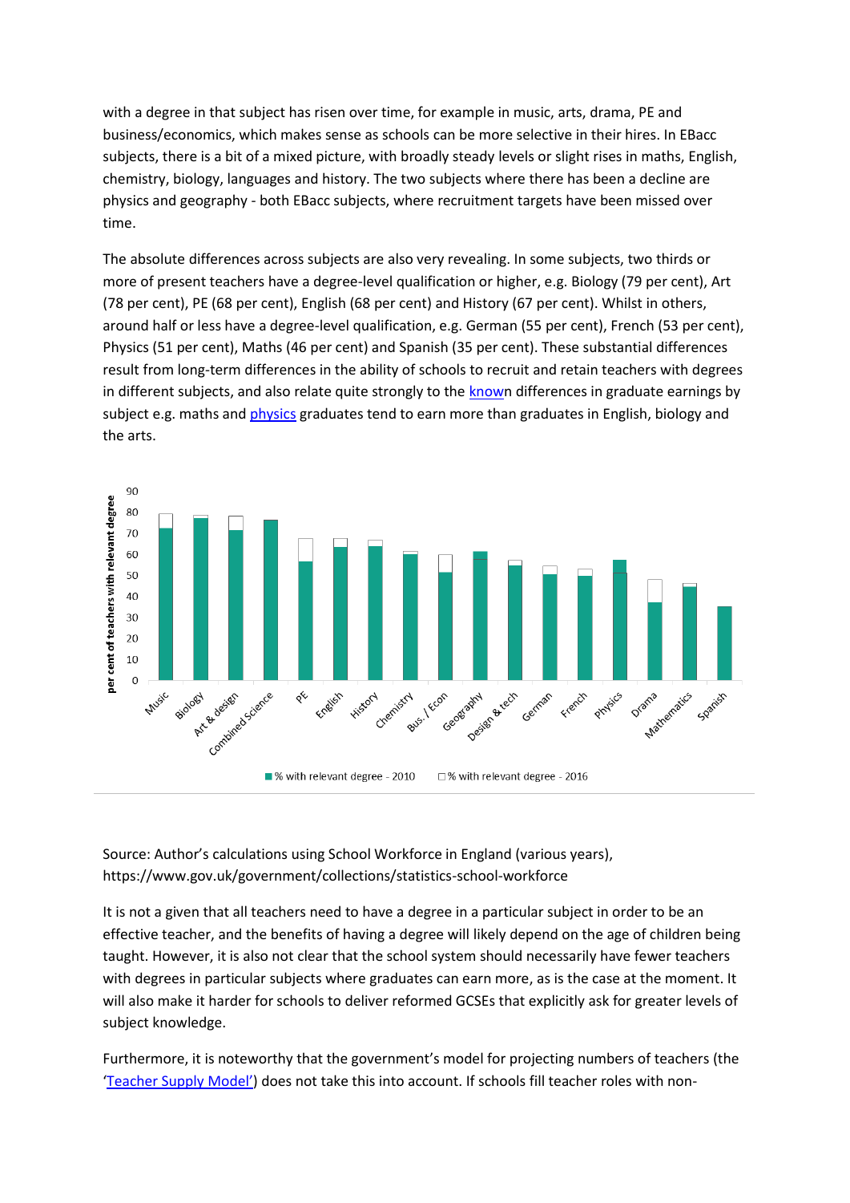with a degree in that subject has risen over time, for example in music, arts, drama, PE and business/economics, which makes sense as schools can be more selective in their hires. In EBacc subjects, there is a bit of a mixed picture, with broadly steady levels or slight rises in maths, English, chemistry, biology, languages and history. The two subjects where there has been a decline are physics and geography - both EBacc subjects, where recruitment targets have been missed over time.

The absolute differences across subjects are also very revealing. In some subjects, two thirds or more of present teachers have a degree-level qualification or higher, e.g. Biology (79 per cent), Art (78 per cent), PE (68 per cent), English (68 per cent) and History (67 per cent). Whilst in others, around half or less have a degree-level qualification, e.g. German (55 per cent), French (53 per cent), Physics (51 per cent), Maths (46 per cent) and Spanish (35 per cent). These substantial differences result from long-term differences in the ability of schools to recruit and retain teachers with degrees in different subjects, and also relate quite strongly to the known differences in graduate earnings by subject e.g. maths and physics graduates tend to earn more than graduates in English, biology and the arts.

Source: Author's calculations using School Workforce in England (various years), https://www.gov.uk/government/collections/statistics-school-workforce

It is not a given that all teachers need to have a degree in a particular subject in order to be an effective teacher, and the benefits of having a degree will likely depend on the age of children being taught. However, it is also not clear that the school system should necessarily have fewer teachers with degrees in particular subjects where graduates can earn more, as is the case at the moment. It will also make it harder for schools to deliver reformed GCSEs that explicitly ask for greater levels of subject knowledge.

Furthermore, it is noteworthy that the government's model for projecting numbers of teachers (the 'Teacher Supply Model') does not take this into account. If schools fill teacher roles with non-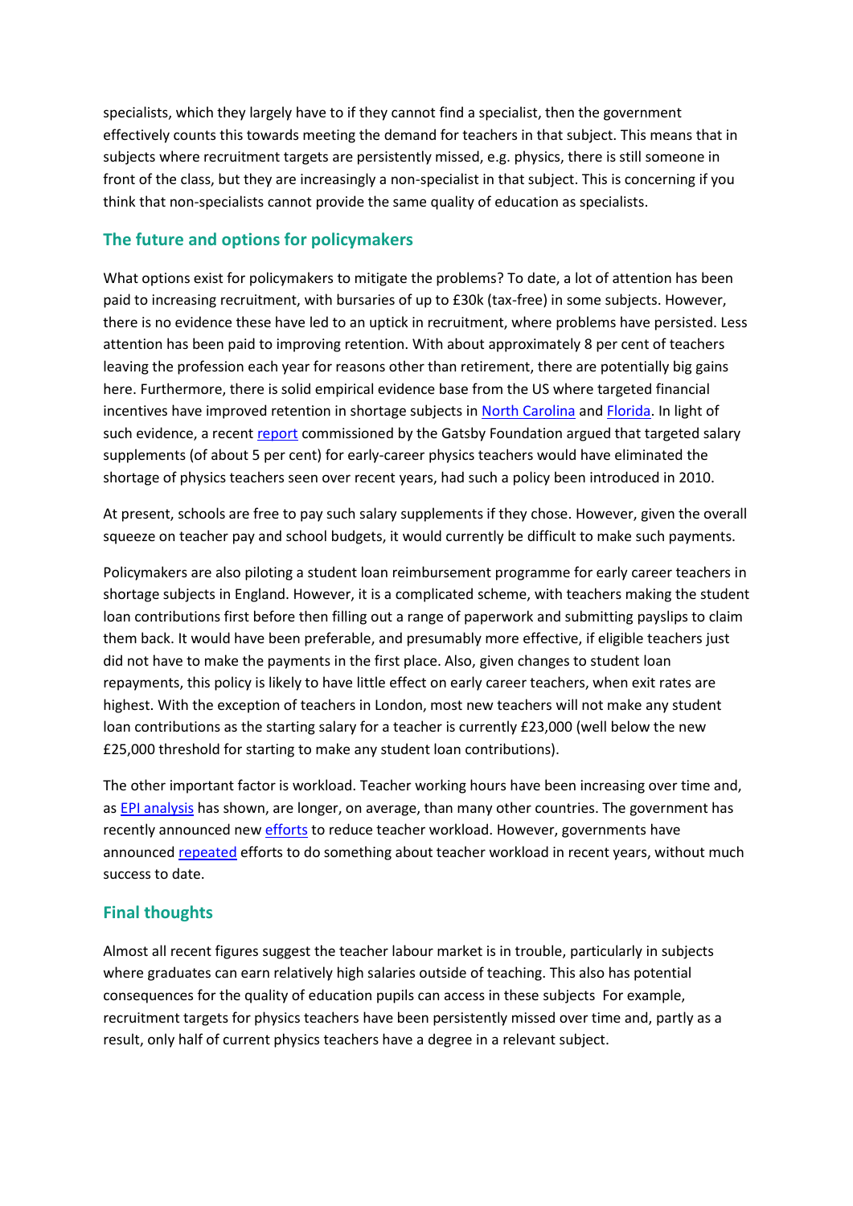specialists, which they largely have to if they cannot find a specialist, then the government effectively counts this towards meeting the demand for teachers in that subject. This means that in subjects where recruitment targets are persistently missed, e.g. physics, there is still someone in front of the class, but they are increasingly a non-specialist in that subject. This is concerning if you think that non-specialists cannot provide the same quality of education as specialists.

## The future and options for policymakers

What options exist for policymakers to mitigate the problems? To date, a lot of attention has been paid to increasing recruitment, with bursaries of up to £30k (tax-free) in some subjects. However, there is no evidence these have led to an uptick in recruitment, where problems have persisted. Less attention has been paid to improving retention. With about approximately 8 per cent of teachers leaving the profession each year for reasons other than retirement, there are potentially big gains here. Furthermore, there is solid empirical evidence base from the US where targeted financial incentives have improved retention in shortage subjects in North Carolina and Florida. In light of such evidence, a recent report commissioned by the Gatsby Foundation argued that targeted salary supplements (of about 5 per cent) for early-career physics teachers would have eliminated the shortage of physics teachers seen over recent years, had such a policy been introduced in 2010.

At present, schools are free to pay such salary supplements if they chose. However, given the overall squeeze on teacher pay and school budgets, it would currently be difficult to make such payments.

Policymakers are also piloting a student loan reimbursement programme for early career teachers in shortage subjects in England. However, it is a complicated scheme, with teachers making the student loan contributions first before then filling out a range of paperwork and submitting payslips to claim them back. It would have been preferable, and presumably more effective, if eligible teachers just did not have to make the payments in the first place. Also, given changes to student loan repayments, this policy is likely to have little effect on early career teachers, when exit rates are highest. With the exception of teachers in London, most new teachers will not make any student loan contributions as the starting salary for a teacher is currently £23,000 (well below the new £25,000 threshold for starting to make any student loan contributions).

The other important factor is workload. Teacher working hours have been increasing over time and, as EPI analysis has shown, are longer, on average, than many other countries. The government has recently announced new efforts to reduce teacher workload. However, governments have announced repeated efforts to do something about teacher workload in recent years, without much success to date.

## Final thoughts

Almost all recent figures suggest the teacher labour market is in trouble, particularly in subjects where graduates can earn relatively high salaries outside of teaching. This also has potential consequences for the quality of education pupils can access in these subjects For example, recruitment targets for physics teachers have been persistently missed over time and, partly as a result, only half of current physics teachers have a degree in a relevant subject.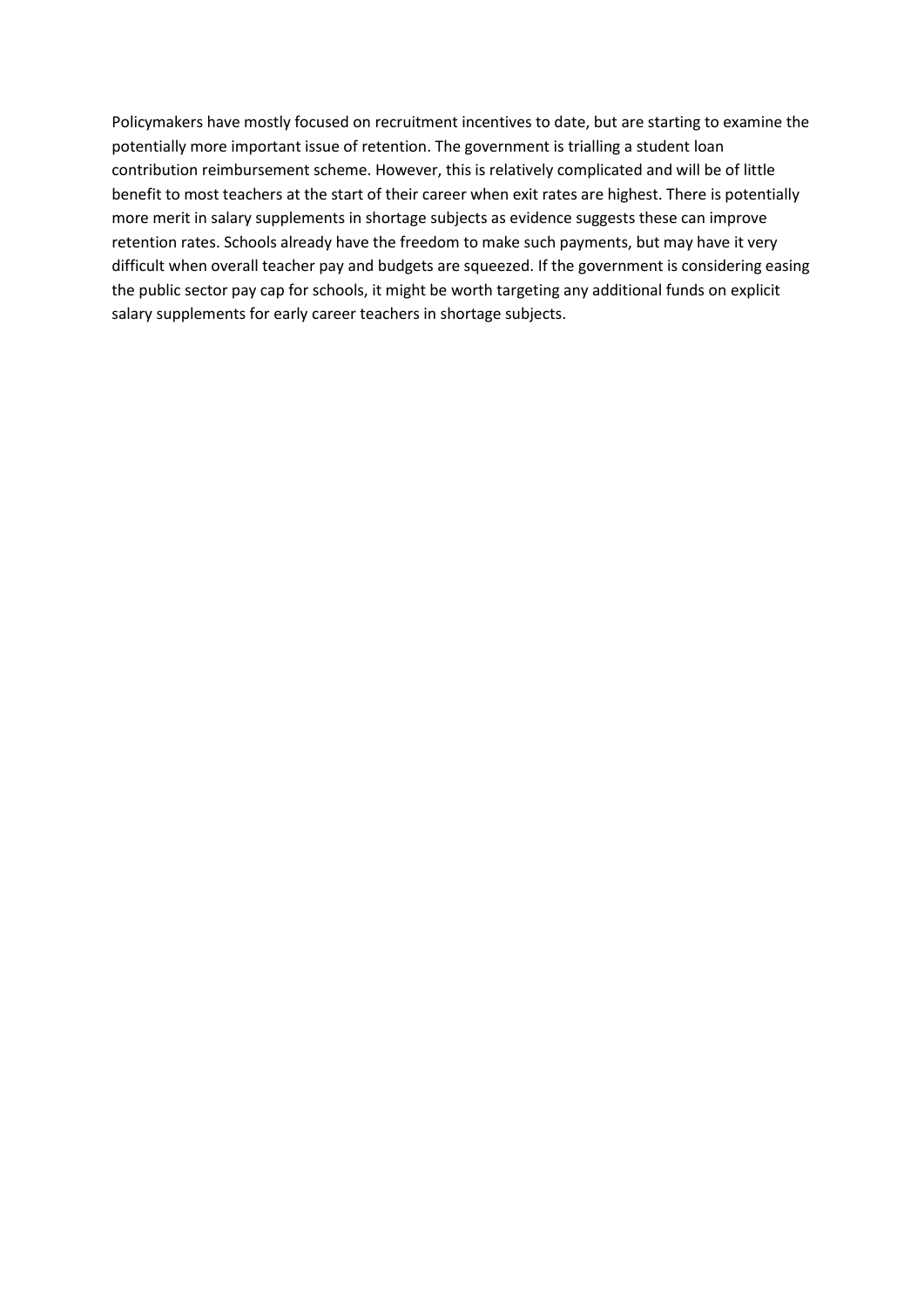Policymakers have mostly focused on recruitment incentives to date, but are starting to examine the potentially more important issue of retention. The government is trialling a student loan contribution reimbursement scheme. However, this is relatively complicated and will be of little benefit to most teachers at the start of their career when exit rates are highest. There is potentially more merit in salary supplements in shortage subjects as evidence suggests these can improve retention rates. Schools already have the freedom to make such payments, but may have it very difficult when overall teacher pay and budgets are squeezed. If the government is considering easing the public sector pay cap for schools, it might be worth targeting any additional funds on explicit salary supplements for early career teachers in shortage subjects.